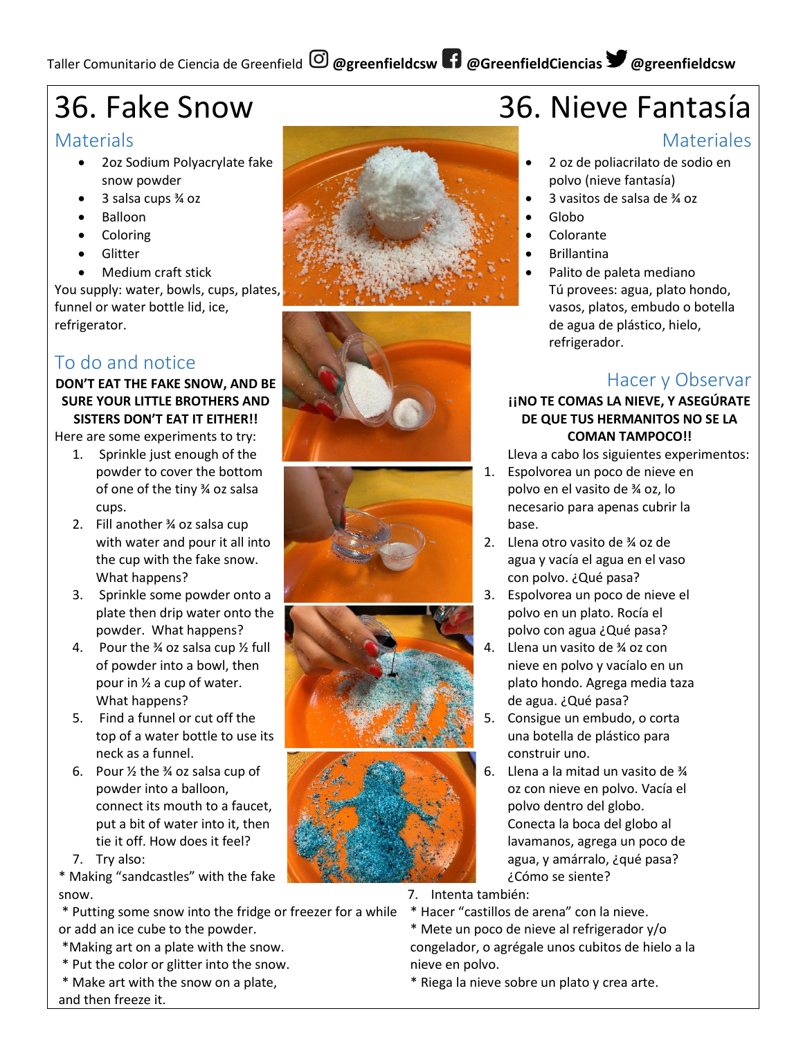Taller Comunitario de Ciencia de Greenfield @greenfieldcsw @GreenfieldCiencias @greenfieldcsw

# 36. Fake Snow

## Materials

- 2oz Sodium Polyacrylate fake snow powder
- 3 salsa cups ¾ oz
- Balloon
- Coloring
- Glitter
- Medium craft stick

You supply: water, bowls, cups, plates, funnel or water bottle lid, ice, refrigerator.

## To do and notice

**DON'T EAT THE FAKE SNOW, AND BE SURE YOUR LITTLE BROTHERS AND SISTERS DON'T EAT IT EITHER!!**

Here are some experiments to try:

1. Sprinkle just enough of the powder to cover the bottom of one of the tiny ¾ oz salsa cups.
2. Fill another ¾ oz salsa cup with water and pour it all into the cup with the fake snow. What happens?
3. Sprinkle some powder onto a plate then drip water onto the powder. What happens?
4. Pour the ¾ oz salsa cup ½ full of powder into a bowl, then pour in ½ a cup of water. What happens?
5. Find a funnel or cut off the top of a water bottle to use its neck as a funnel.
6. Pour ½ the ¾ oz salsa cup of powder into a balloon, connect its mouth to a faucet, put a bit of water into it, then tie it off. How does it feel?
7. Try also:

* Making "sandcastles" with the fake snow.
* Putting some snow into the fridge or freezer for a while or add an ice cube to the powder.
*Making art on a plate with the snow.
* Put the color or glitter into the snow.
* Make art with the snow on a plate, and then freeze it.

# 36. Nieve Fantasía

## Materiales

- 2 oz de poliacrilato de sodio en polvo (nieve fantasía)
- 3 vasitos de salsa de ¾ oz
- Globo
- Colorante
- Brillantina
- Palito de paleta mediano

Tú provees: agua, plato hondo, vasos, platos, embudo o botella de agua de plástico, hielo, refrigerador.

## Hacer y Observar

**¡¡NO TE COMAS LA NIEVE, Y ASEGÚRATE DE QUE TUS HERMANITOS NO SE LA COMAN TAMPOCO!!**

Lleva a cabo los siguientes experimentos:

1. Espolvorea un poco de nieve en polvo en el vasito de ¾ oz, lo necesario para apenas cubrir la base.
2. Llena otro vasito de ¾ oz de agua y vacía el agua en el vaso con polvo. ¿Qué pasa?
3. Espolvorea un poco de nieve el polvo en un plato. Rocía el polvo con agua ¿Qué pasa?
4. Llena un vasito de ¾ oz con nieve en polvo y vacíalo en un plato hondo. Agrega media taza de agua. ¿Qué pasa?
5. Consigue un embudo, o corta una botella de plástico para construir uno.
6. Llena a la mitad un vasito de ¾ oz con nieve en polvo. Vacía el polvo dentro del globo. Conecta la boca del globo al lavamanos, agrega un poco de agua, y amárralo, ¿qué pasa? ¿Cómo se siente?
7. Intenta también:

* Hacer "castillos de arena" con la nieve.
* Mete un poco de nieve al refrigerador y/o congelador, o agrégale unos cubitos de hielo a la nieve en polvo.
* Riega la nieve sobre un plato y crea arte.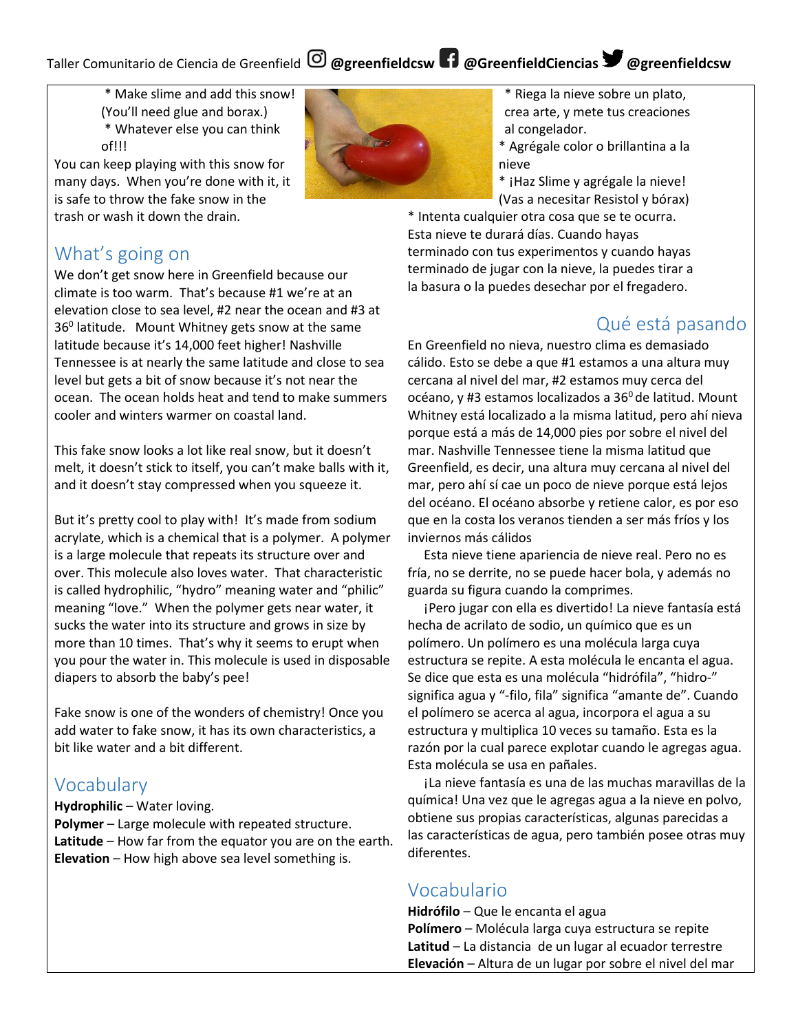* Make slime and add this snow! (You'll need glue and borax.)
* Whatever else you can think of!!!

You can keep playing with this snow for many days. When you're done with it, it is safe to throw the fake snow in the trash or wash it down the drain.

## What's going on

We don't get snow here in Greenfield because our climate is too warm. That's because #1 we're at an elevation close to sea level, #2 near the ocean and #3 at 36$^0$ latitude. Mount Whitney gets snow at the same latitude because it's 14,000 feet higher! Nashville Tennessee is at nearly the same latitude and close to sea level but gets a bit of snow because it's not near the ocean. The ocean holds heat and tend to make summers cooler and winters warmer on coastal land.

This fake snow looks a lot like real snow, but it doesn't melt, it doesn't stick to itself, you can't make balls with it, and it doesn't stay compressed when you squeeze it.

But it's pretty cool to play with! It's made from sodium acrylate, which is a chemical that is a polymer. A polymer is a large molecule that repeats its structure over and over. This molecule also loves water. That characteristic is called hydrophilic, "hydro" meaning water and "philic" meaning "love." When the polymer gets near water, it sucks the water into its structure and grows in size by more than 10 times. That's why it seems to erupt when you pour the water in. This molecule is used in disposable diapers to absorb the baby's pee!

Fake snow is one of the wonders of chemistry! Once you add water to fake snow, it has its own characteristics, a bit like water and a bit different.

## Vocabulary

**Hydrophilic** – Water loving.
**Polymer** – Large molecule with repeated structure.
**Latitude** – How far from the equator you are on the earth.
**Elevation** – How high above sea level something is.

* Riega la nieve sobre un plato, crea arte, y mete tus creaciones al congelador.
* Agrégale color o brillantina a la nieve
* ¡Haz Slime y agrégale la nieve! (Vas a necesitar Resistol y bórax)
* Intenta cualquier otra cosa que se te ocurra.

Esta nieve te durará días. Cuando hayas terminado con tus experimentos y cuando hayas terminado de jugar con la nieve, la puedes tirar a la basura o la puedes desechar por el fregadero.

## Qué está pasando

En Greenfield no nieva, nuestro clima es demasiado cálido. Esto se debe a que #1 estamos a una altura muy cercana al nivel del mar, #2 estamos muy cerca del océano, y #3 estamos localizados a 36$^0$ de latitud. Mount Whitney está localizado a la misma latitud, pero ahí nieva porque está a más de 14,000 pies por sobre el nivel del mar. Nashville Tennessee tiene la misma latitud que Greenfield, es decir, una altura muy cercana al nivel del mar, pero ahí sí cae un poco de nieve porque está lejos del océano. El océano absorbe y retiene calor, es por eso que en la costa los veranos tienden a ser más fríos y los inviernos más cálidos

Esta nieve tiene apariencia de nieve real. Pero no es fría, no se derrite, no se puede hacer bola, y además no guarda su figura cuando la comprimes.

¡Pero jugar con ella es divertido! La nieve fantasía está hecha de acrilato de sodio, un químico que es un polímero. Un polímero es una molécula larga cuya estructura se repite. A esta molécula le encanta el agua. Se dice que esta es una molécula "hidrófila", "hidro-" significa agua y "-filo, fila" significa "amante de". Cuando el polímero se acerca al agua, incorpora el agua a su estructura y multiplica 10 veces su tamaño. Esta es la razón por la cual parece explotar cuando le agregas agua. Esta molécula se usa en pañales.

¡La nieve fantasía es una de las muchas maravillas de la química! Una vez que le agregas agua a la nieve en polvo, obtiene sus propias características, algunas parecidas a las características de agua, pero también posee otras muy diferentes.

## Vocabulario

**Hidrófilo** – Que le encanta el agua
**Polímero** – Molécula larga cuya estructura se repite
**Latitud** – La distancia de un lugar al ecuador terrestre
**Elevación** – Altura de un lugar por sobre el nivel del mar